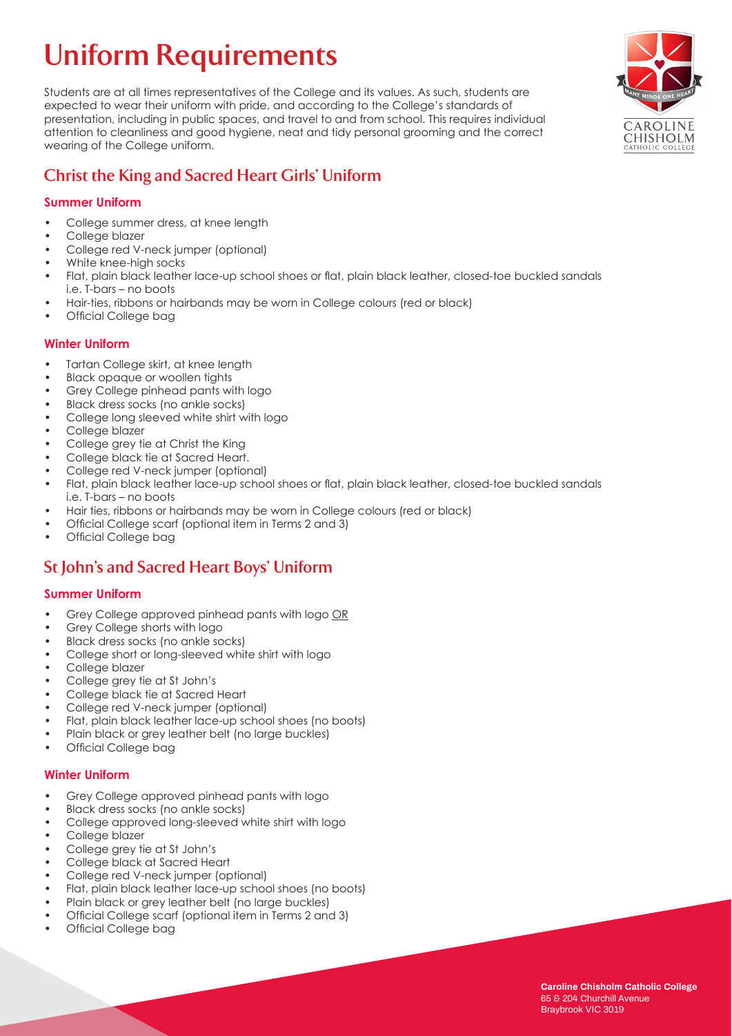# Uniform Requirements

Students are at all times representatives of the College and its values. As such, students are expected to wear their uniform with pride, and according to the College's standards of presentation, including in public spaces, and travel to and from school. This requires individual attention to cleanliness and good hygiene, neat and tidy personal grooming and the correct wearing of the College uniform.

## Christ the King and Sacred Heart Girls' Uniform

### Summer Uniform

- College summer dress, at knee length
- College blazer
- College red V-neck jumper (optional)
- White knee-high socks
- Flat, plain black leather lace-up school shoes or flat, plain black leather, closed-toe buckled sandals i.e. T-bars – no boots
- Hair-ties, ribbons or hairbands may be worn in College colours (red or black)
- Official College bag

### Winter Uniform

- Tartan College skirt, at knee length
- Black opaque or woollen tights
- Grey College pinhead pants with logo
- Black dress socks (no ankle socks)
- College long sleeved white shirt with logo
- College blazer
- College grey tie at Christ the King
- College black tie at Sacred Heart.
- College red V-neck jumper (optional)
- Flat, plain black leather lace-up school shoes or flat, plain black leather, closed-toe buckled sandals i.e. T-bars – no boots
- Hair ties, ribbons or hairbands may be worn in College colours (red or black)
- Official College scarf (optional item in Terms 2 and 3)
- Official College bag

## St John's and Sacred Heart Boys' Uniform

### Summer Uniform

- Grey College approved pinhead pants with logo OR
- Grey College shorts with logo
- Black dress socks (no ankle socks)
- College short or long-sleeved white shirt with logo
- College blazer
- College grey tie at St John's
- College black tie at Sacred Heart
- College red V-neck jumper (optional)
- Flat, plain black leather lace-up school shoes (no boots)
- Plain black or grey leather belt (no large buckles)
- Official College bag

### Winter Uniform

- Grey College approved pinhead pants with logo
- Black dress socks (no ankle socks)
- College approved long-sleeved white shirt with logo
- College blazer
- College grey tie at St John's
- College black at Sacred Heart
- College red V-neck jumper (optional)
- Flat, plain black leather lace-up school shoes (no boots)
- Plain black or grey leather belt (no large buckles)
- Official College scarf (optional item in Terms 2 and 3)
- Official College bag

**Caroline Chisholm Catholic College**
65 & 204 Churchill Avenue
Braybrook VIC 3019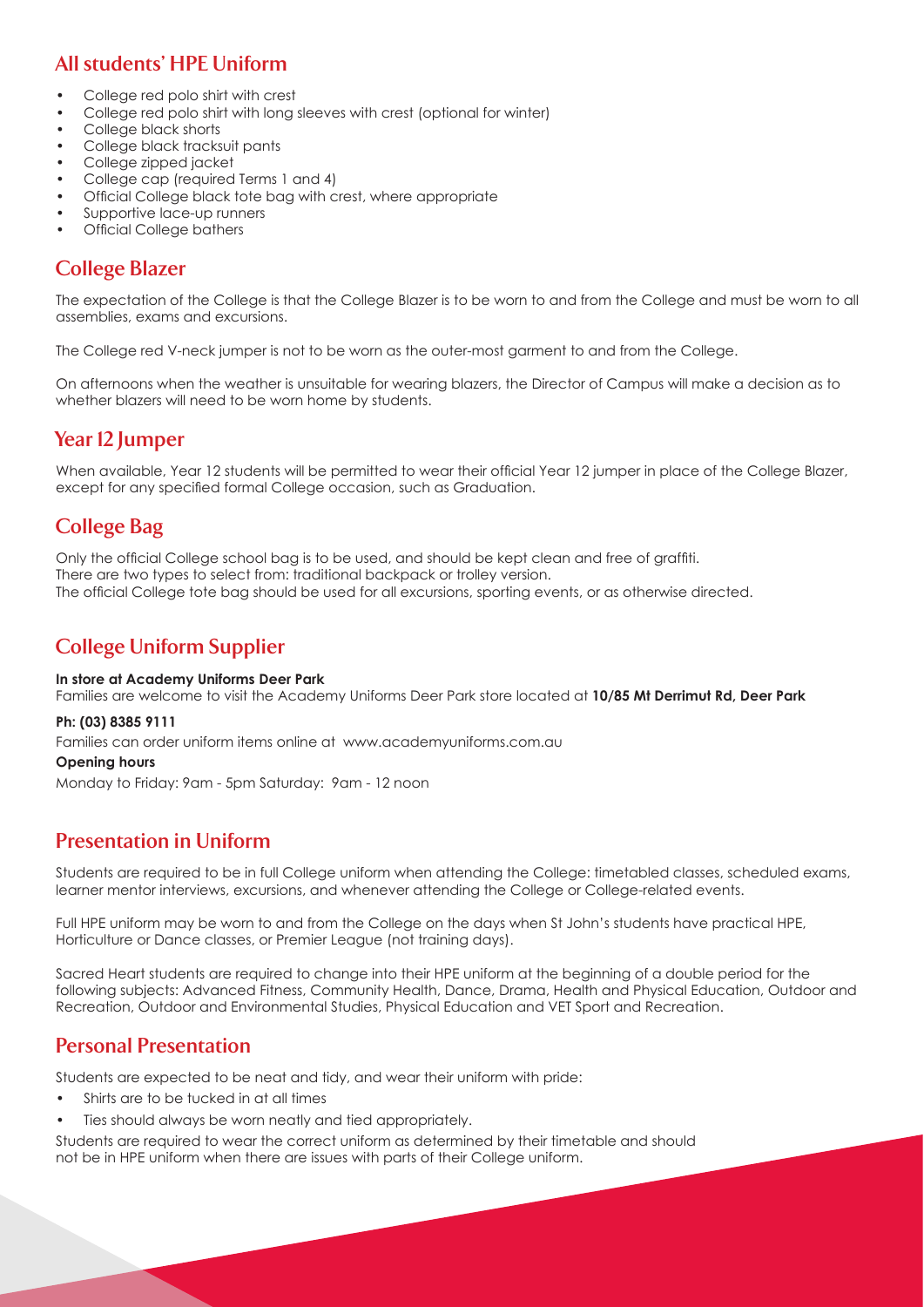## All students' HPE Uniform

- College red polo shirt with crest
- College red polo shirt with long sleeves with crest (optional for winter)
- College black shorts
- College black tracksuit pants
- College zipped jacket
- College cap (required Terms 1 and 4)
- Official College black tote bag with crest, where appropriate
- Supportive lace-up runners
- Official College bathers

## College Blazer

The expectation of the College is that the College Blazer is to be worn to and from the College and must be worn to all assemblies, exams and excursions.

The College red V-neck jumper is not to be worn as the outer-most garment to and from the College.

On afternoons when the weather is unsuitable for wearing blazers, the Director of Campus will make a decision as to whether blazers will need to be worn home by students.

## Year 12 Jumper

When available, Year 12 students will be permitted to wear their official Year 12 jumper in place of the College Blazer, except for any specified formal College occasion, such as Graduation.

## College Bag

Only the official College school bag is to be used, and should be kept clean and free of graffiti.
There are two types to select from: traditional backpack or trolley version.
The official College tote bag should be used for all excursions, sporting events, or as otherwise directed.

## College Uniform Supplier

**In store at Academy Uniforms Deer Park**
Families are welcome to visit the Academy Uniforms Deer Park store located at **10/85 Mt Derrimut Rd, Deer Park**

**Ph: (03) 8385 9111**

Families can order uniform items online at www.academyuniforms.com.au

**Opening hours**

Monday to Friday: 9am - 5pm Saturday: 9am - 12 noon

## Presentation in Uniform

Students are required to be in full College uniform when attending the College: timetabled classes, scheduled exams, learner mentor interviews, excursions, and whenever attending the College or College-related events.

Full HPE uniform may be worn to and from the College on the days when St John's students have practical HPE, Horticulture or Dance classes, or Premier League (not training days).

Sacred Heart students are required to change into their HPE uniform at the beginning of a double period for the following subjects: Advanced Fitness, Community Health, Dance, Drama, Health and Physical Education, Outdoor and Recreation, Outdoor and Environmental Studies, Physical Education and VET Sport and Recreation.

## Personal Presentation

Students are expected to be neat and tidy, and wear their uniform with pride:

- Shirts are to be tucked in at all times
- Ties should always be worn neatly and tied appropriately.

Students are required to wear the correct uniform as determined by their timetable and should not be in HPE uniform when there are issues with parts of their College uniform.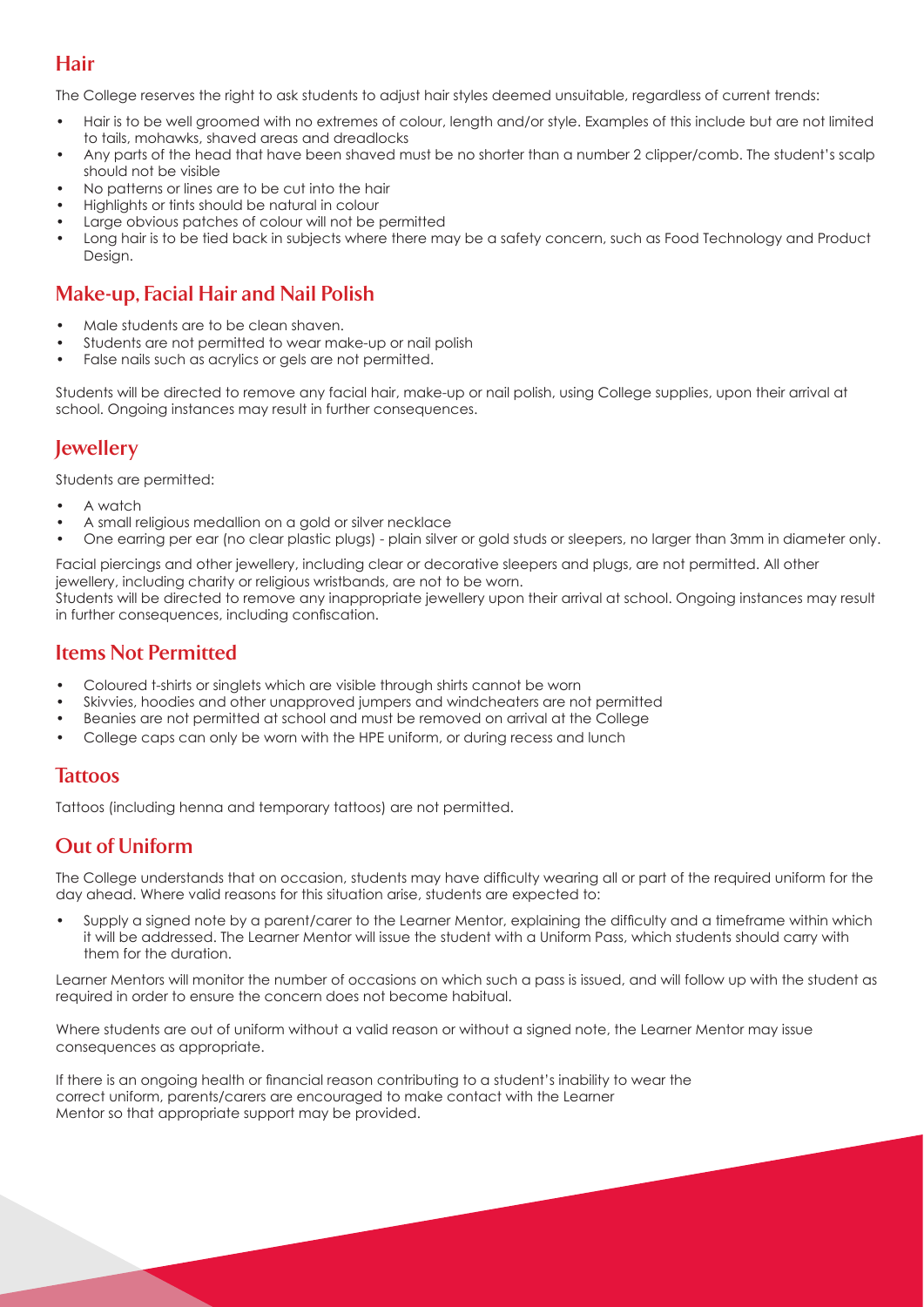## Hair

The College reserves the right to ask students to adjust hair styles deemed unsuitable, regardless of current trends:

- Hair is to be well groomed with no extremes of colour, length and/or style. Examples of this include but are not limited to tails, mohawks, shaved areas and dreadlocks
- Any parts of the head that have been shaved must be no shorter than a number 2 clipper/comb. The student's scalp should not be visible
- No patterns or lines are to be cut into the hair
- Highlights or tints should be natural in colour
- Large obvious patches of colour will not be permitted
- Long hair is to be tied back in subjects where there may be a safety concern, such as Food Technology and Product Design.

## Make-up, Facial Hair and Nail Polish

- Male students are to be clean shaven.
- Students are not permitted to wear make-up or nail polish
- False nails such as acrylics or gels are not permitted.

Students will be directed to remove any facial hair, make-up or nail polish, using College supplies, upon their arrival at school. Ongoing instances may result in further consequences.

## Jewellery

Students are permitted:

- A watch
- A small religious medallion on a gold or silver necklace
- One earring per ear (no clear plastic plugs) - plain silver or gold studs or sleepers, no larger than 3mm in diameter only.

Facial piercings and other jewellery, including clear or decorative sleepers and plugs, are not permitted. All other jewellery, including charity or religious wristbands, are not to be worn.
Students will be directed to remove any inappropriate jewellery upon their arrival at school. Ongoing instances may result in further consequences, including confiscation.

## Items Not Permitted

- Coloured t-shirts or singlets which are visible through shirts cannot be worn
- Skivvies, hoodies and other unapproved jumpers and windcheaters are not permitted
- Beanies are not permitted at school and must be removed on arrival at the College
- College caps can only be worn with the HPE uniform, or during recess and lunch

## Tattoos

Tattoos (including henna and temporary tattoos) are not permitted.

## Out of Uniform

The College understands that on occasion, students may have difficulty wearing all or part of the required uniform for the day ahead. Where valid reasons for this situation arise, students are expected to:

- Supply a signed note by a parent/carer to the Learner Mentor, explaining the difficulty and a timeframe within which it will be addressed. The Learner Mentor will issue the student with a Uniform Pass, which students should carry with them for the duration.

Learner Mentors will monitor the number of occasions on which such a pass is issued, and will follow up with the student as required in order to ensure the concern does not become habitual.

Where students are out of uniform without a valid reason or without a signed note, the Learner Mentor may issue consequences as appropriate.

If there is an ongoing health or financial reason contributing to a student's inability to wear the correct uniform, parents/carers are encouraged to make contact with the Learner Mentor so that appropriate support may be provided.